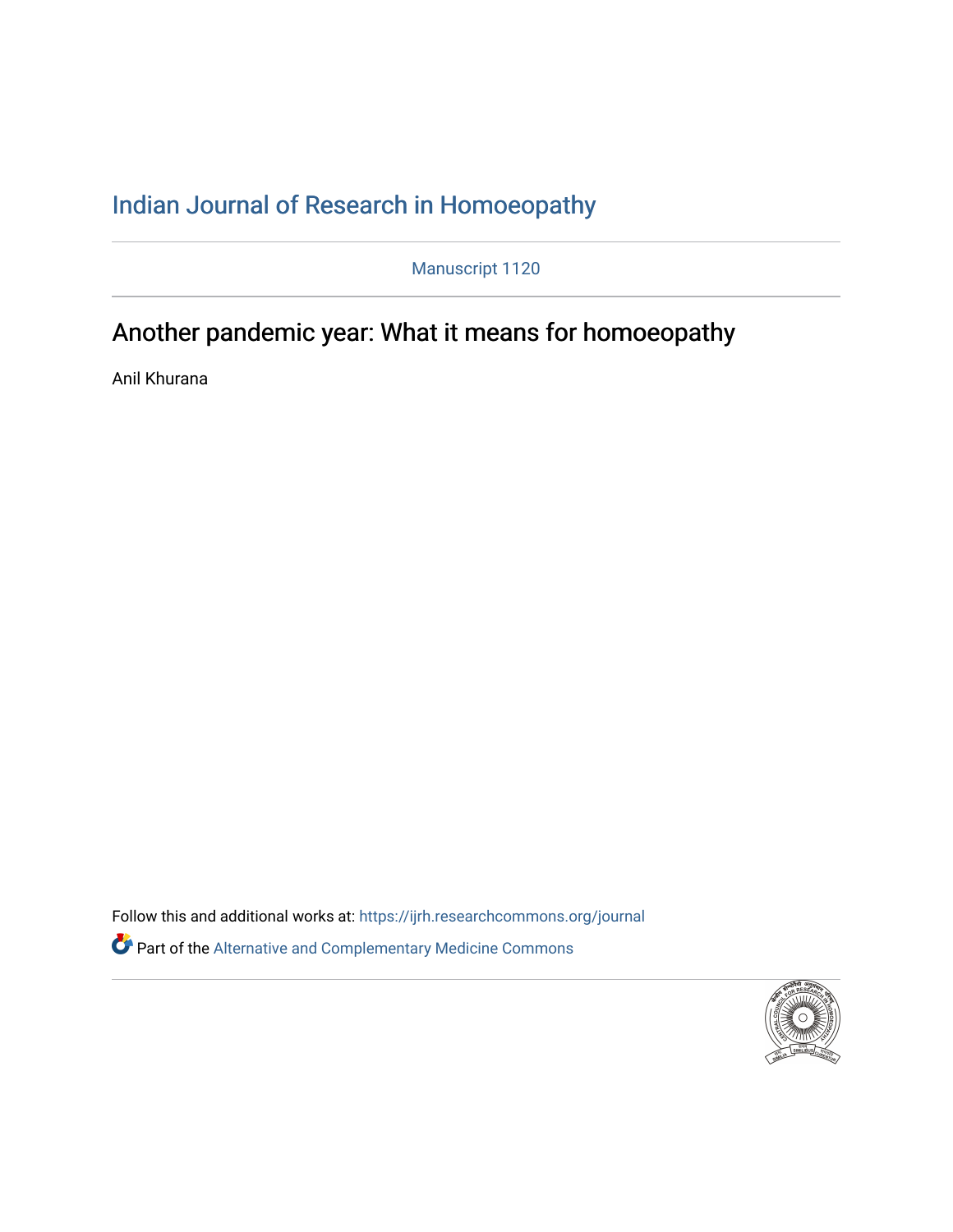Indian Journal of Research in Homoeopathy

Manuscript 1120

# Another pandemic year: What it means for homoeopathy

Anil Khurana

Follow this and additional works at: https://ijrh.researchcommons.org/journal

Part of the Alternative and Complementary Medicine Commons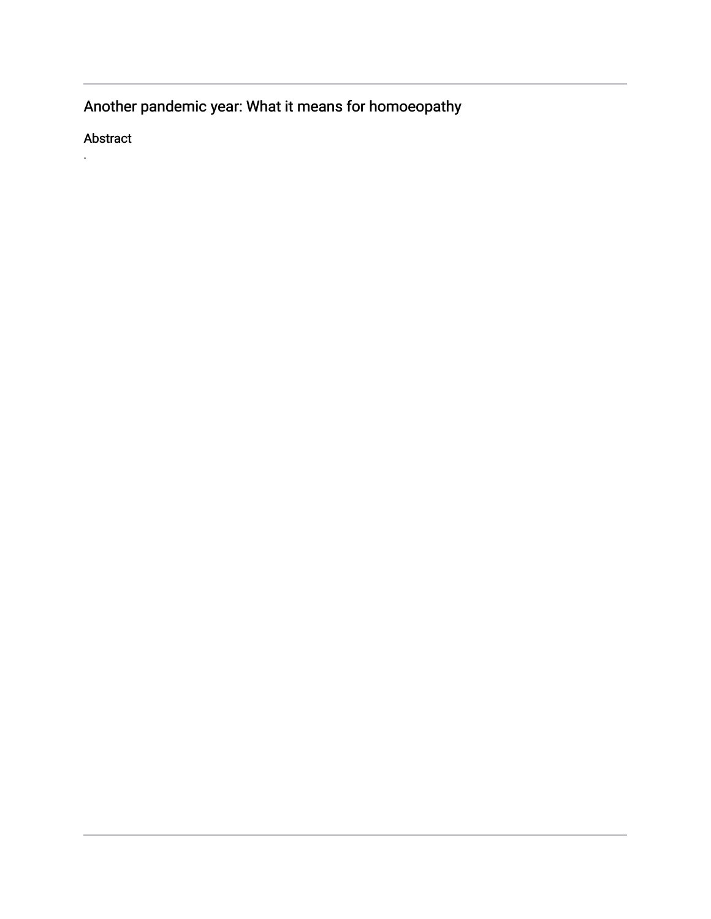## Another pandemic year: What it means for homoeopathy

### Abstract

.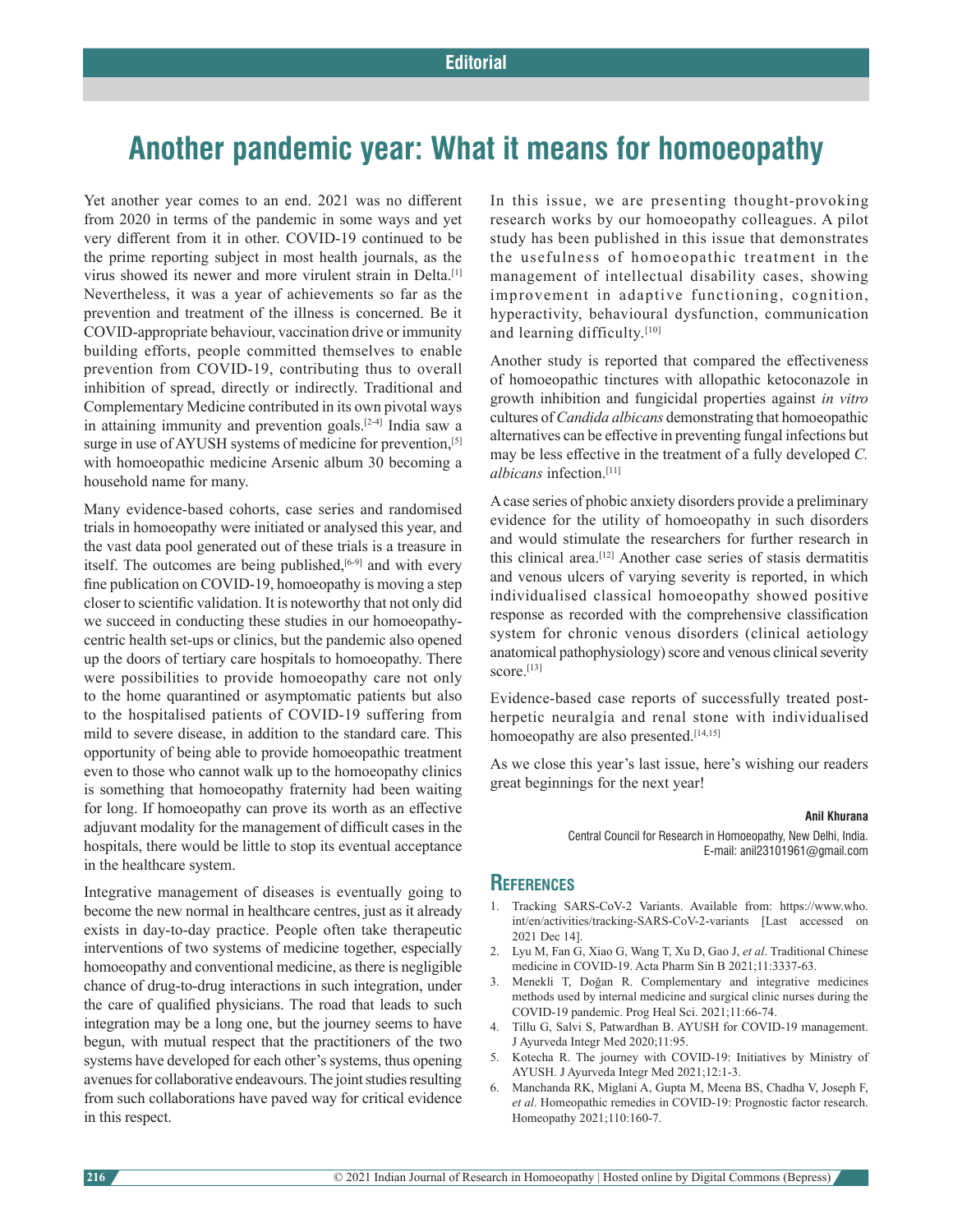Editorial

# Another pandemic year: What it means for homoeopathy

Yet another year comes to an end. 2021 was no different from 2020 in terms of the pandemic in some ways and yet very different from it in other. COVID-19 continued to be the prime reporting subject in most health journals, as the virus showed its newer and more virulent strain in Delta.[1] Nevertheless, it was a year of achievements so far as the prevention and treatment of the illness is concerned. Be it COVID-appropriate behaviour, vaccination drive or immunity building efforts, people committed themselves to enable prevention from COVID-19, contributing thus to overall inhibition of spread, directly or indirectly. Traditional and Complementary Medicine contributed in its own pivotal ways in attaining immunity and prevention goals.[2-4] India saw a surge in use of AYUSH systems of medicine for prevention,[5] with homoeopathic medicine Arsenic album 30 becoming a household name for many.

Many evidence-based cohorts, case series and randomised trials in homoeopathy were initiated or analysed this year, and the vast data pool generated out of these trials is a treasure in itself. The outcomes are being published,[6-9] and with every fine publication on COVID-19, homoeopathy is moving a step closer to scientific validation. It is noteworthy that not only did we succeed in conducting these studies in our homoeopathy-centric health set-ups or clinics, but the pandemic also opened up the doors of tertiary care hospitals to homoeopathy. There were possibilities to provide homoeopathy care not only to the home quarantined or asymptomatic patients but also to the hospitalised patients of COVID-19 suffering from mild to severe disease, in addition to the standard care. This opportunity of being able to provide homoeopathic treatment even to those who cannot walk up to the homoeopathy clinics is something that homoeopathy fraternity had been waiting for long. If homoeopathy can prove its worth as an effective adjuvant modality for the management of difficult cases in the hospitals, there would be little to stop its eventual acceptance in the healthcare system.

Integrative management of diseases is eventually going to become the new normal in healthcare centres, just as it already exists in day-to-day practice. People often take therapeutic interventions of two systems of medicine together, especially homoeopathy and conventional medicine, as there is negligible chance of drug-to-drug interactions in such integration, under the care of qualified physicians. The road that leads to such integration may be a long one, but the journey seems to have begun, with mutual respect that the practitioners of the two systems have developed for each other's systems, thus opening avenues for collaborative endeavours. The joint studies resulting from such collaborations have paved way for critical evidence in this respect.

In this issue, we are presenting thought-provoking research works by our homoeopathy colleagues. A pilot study has been published in this issue that demonstrates the usefulness of homoeopathic treatment in the management of intellectual disability cases, showing improvement in adaptive functioning, cognition, hyperactivity, behavioural dysfunction, communication and learning difficulty.[10]

Another study is reported that compared the effectiveness of homoeopathic tinctures with allopathic ketoconazole in growth inhibition and fungicidal properties against *in vitro* cultures of *Candida albicans* demonstrating that homoeopathic alternatives can be effective in preventing fungal infections but may be less effective in the treatment of a fully developed *C. albicans* infection.[11]

A case series of phobic anxiety disorders provide a preliminary evidence for the utility of homoeopathy in such disorders and would stimulate the researchers for further research in this clinical area.[12] Another case series of stasis dermatitis and venous ulcers of varying severity is reported, in which individualised classical homoeopathy showed positive response as recorded with the comprehensive classification system for chronic venous disorders (clinical aetiology anatomical pathophysiology) score and venous clinical severity score.[13]

Evidence-based case reports of successfully treated post-herpetic neuralgia and renal stone with individualised homoeopathy are also presented.[14,15]

As we close this year's last issue, here's wishing our readers great beginnings for the next year!

**Anil Khurana**

Central Council for Research in Homoeopathy, New Delhi, India.
E-mail: anil23101961@gmail.com

## References

1. Tracking SARS-CoV-2 Variants. Available from: https://www.who.int/en/activities/tracking-SARS-CoV-2-variants [Last accessed on 2021 Dec 14].
2. Lyu M, Fan G, Xiao G, Wang T, Xu D, Gao J, *et al*. Traditional Chinese medicine in COVID-19. Acta Pharm Sin B 2021;11:3337-63.
3. Menekli T, Doğan R. Complementary and integrative medicines methods used by internal medicine and surgical clinic nurses during the COVID-19 pandemic. Prog Heal Sci. 2021;11:66-74.
4. Tillu G, Salvi S, Patwardhan B. AYUSH for COVID-19 management. J Ayurveda Integr Med 2020;11:95.
5. Kotecha R. The journey with COVID-19: Initiatives by Ministry of AYUSH. J Ayurveda Integr Med 2021;12:1-3.
6. Manchanda RK, Miglani A, Gupta M, Meena BS, Chadha V, Joseph F, *et al*. Homeopathic remedies in COVID-19: Prognostic factor research. Homeopathy 2021;110:160-7.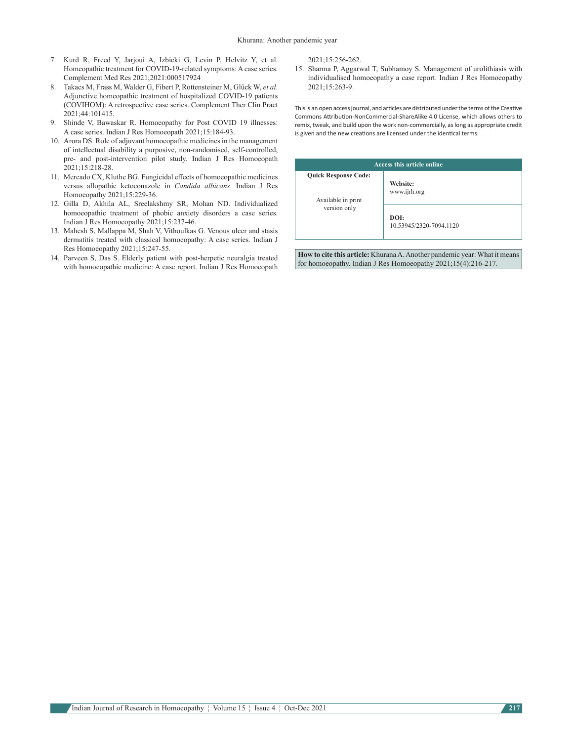7. Kurd R, Freed Y, Jarjoui A, Izbicki G, Levin P, Helvitz Y, et al. Homeopathic treatment for COVID-19-related symptoms: A case series. Complement Med Res 2021;2021:000517924
8. Takacs M, Frass M, Walder G, Fibert P, Rottensteiner M, Glück W, *et al*. Adjunctive homeopathic treatment of hospitalized COVID-19 patients (COVIHOM): A retrospective case series. Complement Ther Clin Pract 2021;44:101415.
9. Shinde V, Bawaskar R. Homoeopathy for Post COVID 19 illnesses: A case series. Indian J Res Homoeopath 2021;15:184-93.
10. Arora DS. Role of adjuvant homoeopathic medicines in the management of intellectual disability a purposive, non-randomised, self-controlled, pre- and post-intervention pilot study. Indian J Res Homoeopath 2021;15:218-28.
11. Mercado CX, Kluthe BG. Fungicidal effects of homoeopathic medicines versus allopathic ketoconazole in *Candida albicans*. Indian J Res Homoeopathy 2021;15:229-36.
12. Gilla D, Akhila AL, Sreelakshmy SR, Mohan ND. Individualized homoeopathic treatment of phobic anxiety disorders a case series. Indian J Res Homoeopathy 2021;15:237-46.
13. Mahesh S, Mallappa M, Shah V, Vithoulkas G. Venous ulcer and stasis dermatitis treated with classical homoeopathy: A case series. Indian J Res Homoeopathy 2021;15:247-55.
14. Parveen S, Das S. Elderly patient with post-herpetic neuralgia treated with homoeopathic medicine: A case report. Indian J Res Homoeopath 2021;15:256-262.
15. Sharma P, Aggarwal T, Subhamoy S. Management of urolithiasis with individualised homoeopathy a case report. Indian J Res Homoeopathy 2021;15:263-9.

This is an open access journal, and articles are distributed under the terms of the Creative Commons Attribution-NonCommercial-ShareAlike 4.0 License, which allows others to remix, tweak, and build upon the work non-commercially, as long as appropriate credit is given and the new creations are licensed under the identical terms.

| Access this article online | |
|---|---|
| **Quick Response Code:**<br><br>Available in print version only | **Website:**<br>www.ijrh.org |
| | **DOI:**<br>10.53945/2320-7094.1120 |

**How to cite this article:** Khurana A. Another pandemic year: What it means for homoeopathy. Indian J Res Homoeopathy 2021;15(4):216-217.